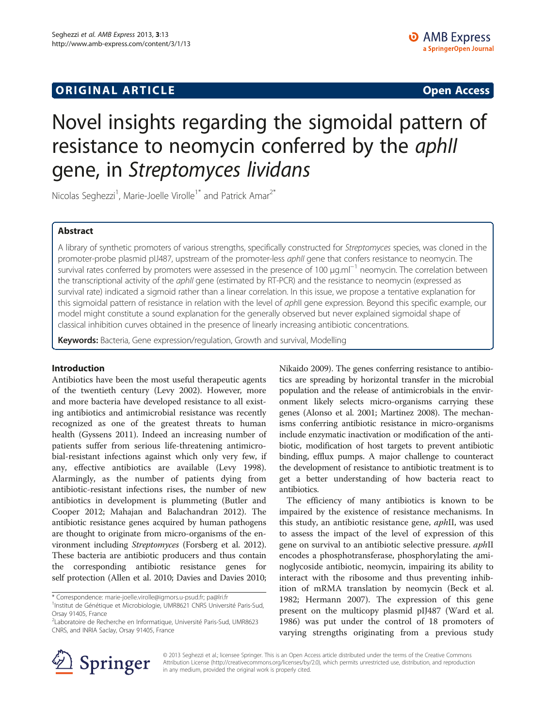## ORIGINAL ARTICLE

**Open Access**

# Novel insights regarding the sigmoidal pattern of resistance to neomycin conferred by the *aphII* gene, in *Streptomyces lividans*

Nicolas Seghezzi[1], Marie-Joelle Virolle[1*] and Patrick Amar[2*]

## Abstract

A library of synthetic promoters of various strengths, specifically constructed for *Streptomyces* species, was cloned in the promoter-probe plasmid pIJ487, upstream of the promoter-less *aphII* gene that confers resistance to neomycin. The survival rates conferred by promoters were assessed in the presence of 100 μg.ml$^{-1}$ neomycin. The correlation between the transcriptional activity of the *aphII* gene (estimated by RT-PCR) and the resistance to neomycin (expressed as survival rate) indicated a sigmoid rather than a linear correlation. In this issue, we propose a tentative explanation for this sigmoidal pattern of resistance in relation with the level of *aph*II gene expression. Beyond this specific example, our model might constitute a sound explanation for the generally observed but never explained sigmoidal shape of classical inhibition curves obtained in the presence of linearly increasing antibiotic concentrations.

**Keywords:** Bacteria, Gene expression/regulation, Growth and survival, Modelling

## Introduction

Antibiotics have been the most useful therapeutic agents of the twentieth century (Levy 2002). However, more and more bacteria have developed resistance to all existing antibiotics and antimicrobial resistance was recently recognized as one of the greatest threats to human health (Gyssens 2011). Indeed an increasing number of patients suffer from serious life-threatening antimicrobial-resistant infections against which only very few, if any, effective antibiotics are available (Levy 1998). Alarmingly, as the number of patients dying from antibiotic-resistant infections rises, the number of new antibiotics in development is plummeting (Butler and Cooper 2012; Mahajan and Balachandran 2012). The antibiotic resistance genes acquired by human pathogens are thought to originate from micro-organisms of the environment including *Streptomyces* (Forsberg et al. 2012). These bacteria are antibiotic producers and thus contain the corresponding antibiotic resistance genes for self protection (Allen et al. 2010; Davies and Davies 2010; Nikaido 2009). The genes conferring resistance to antibiotics are spreading by horizontal transfer in the microbial population and the release of antimicrobials in the environment likely selects micro-organisms carrying these genes (Alonso et al. 2001; Martinez 2008). The mechanisms conferring antibiotic resistance in micro-organisms include enzymatic inactivation or modification of the antibiotic, modification of host targets to prevent antibiotic binding, efflux pumps. A major challenge to counteract the development of resistance to antibiotic treatment is to get a better understanding of how bacteria react to antibiotics.

The efficiency of many antibiotics is known to be impaired by the existence of resistance mechanisms. In this study, an antibiotic resistance gene, *aph*II, was used to assess the impact of the level of expression of this gene on survival to an antibiotic selective pressure. *aph*II encodes a phosphotransferase, phosphorylating the aminoglycoside antibiotic, neomycin, impairing its ability to interact with the ribosome and thus preventing inhibition of mRMA translation by neomycin (Beck et al. 1982; Hermann 2007). The expression of this gene present on the multicopy plasmid pIJ487 (Ward et al. 1986) was put under the control of 18 promoters of varying strengths originating from a previous study

\* Correspondence: marie-joelle.virolle@igmors.u-psud.fr; pa@lri.fr
[1]Institut de Génétique et Microbiologie, UMR8621 CNRS Université Paris-Sud, Orsay 91405, France
[2]Laboratoire de Recherche en Informatique, Université Paris-Sud, UMR8623 CNRS, and INRIA Saclay, Orsay 91405, France

© 2013 Seghezzi et al.; licensee Springer. This is an Open Access article distributed under the terms of the Creative Commons Attribution License (http://creativecommons.org/licenses/by/2.0), which permits unrestricted use, distribution, and reproduction in any medium, provided the original work is properly cited.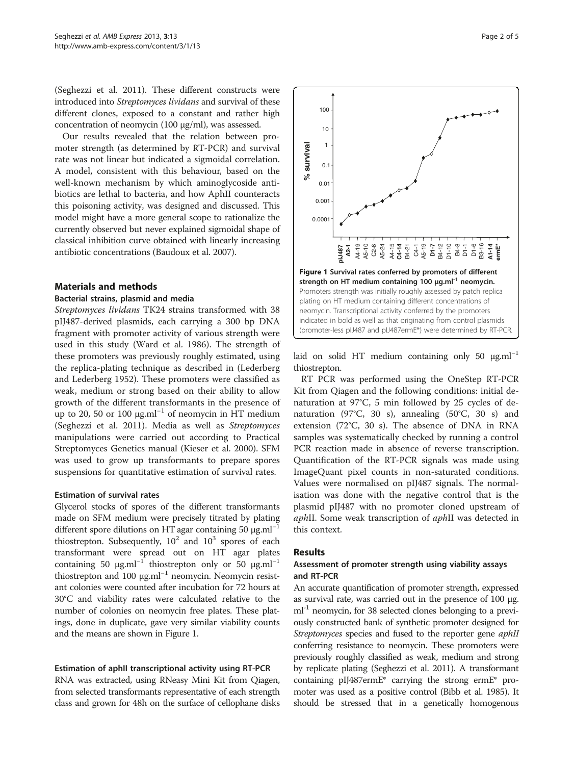(Seghezzi et al. 2011). These different constructs were introduced into *Streptomyces lividans* and survival of these different clones, exposed to a constant and rather high concentration of neomycin (100 μg/ml), was assessed.

Our results revealed that the relation between promoter strength (as determined by RT-PCR) and survival rate was not linear but indicated a sigmoidal correlation. A model, consistent with this behaviour, based on the well-known mechanism by which aminoglycoside antibiotics are lethal to bacteria, and how AphII counteracts this poisoning activity, was designed and discussed. This model might have a more general scope to rationalize the currently observed but never explained sigmoidal shape of classical inhibition curve obtained with linearly increasing antibiotic concentrations (Baudoux et al. 2007).

## Materials and methods

### Bacterial strains, plasmid and media

*Streptomyces lividans* TK24 strains transformed with 38 pIJ487-derived plasmids, each carrying a 300 bp DNA fragment with promoter activity of various strength were used in this study (Ward et al. 1986). The strength of these promoters was previously roughly estimated, using the replica-plating technique as described in (Lederberg and Lederberg 1952). These promoters were classified as weak, medium or strong based on their ability to allow growth of the different transformants in the presence of up to 20, 50 or 100 μg.ml$^{-1}$ of neomycin in HT medium (Seghezzi et al. 2011). Media as well as *Streptomyces* manipulations were carried out according to Practical Streptomyces Genetics manual (Kieser et al. 2000). SFM was used to grow up transformants to prepare spores suspensions for quantitative estimation of survival rates.

### Estimation of survival rates

Glycerol stocks of spores of the different transformants made on SFM medium were precisely titrated by plating different spore dilutions on HT agar containing 50 μg.ml$^{-1}$ thiostrepton. Subsequently, $10^2$ and $10^3$ spores of each transformant were spread out on HT agar plates containing 50 μg.ml$^{-1}$ thiostrepton only or 50 μg.ml$^{-1}$ thiostrepton and 100 μg.ml$^{-1}$ neomycin. Neomycin resistant colonies were counted after incubation for 72 hours at 30°C and viability rates were calculated relative to the number of colonies on neomycin free plates. These platings, done in duplicate, gave very similar viability counts and the means are shown in Figure 1.

### Estimation of aphII transcriptional activity using RT-PCR

RNA was extracted, using RNeasy Mini Kit from Qiagen, from selected transformants representative of each strength class and grown for 48h on the surface of cellophane disks laid on solid HT medium containing only 50 μg.ml$^{-1}$ thiostrepton.

**Figure 1 Survival rates conferred by promoters of different strength on HT medium containing 100 μg.ml$^{-1}$ neomycin.** Promoters strength was initially roughly assessed by patch replica plating on HT medium containing different concentrations of neomycin. Transcriptional activity conferred by the promoters indicated in bold as well as that originating from control plasmids (promoter-less pIJ487 and pIJ487ermE*) were determined by RT-PCR.

RT PCR was performed using the OneStep RT-PCR Kit from Qiagen and the following conditions: initial denaturation at 97°C, 5 min followed by 25 cycles of denaturation (97°C, 30 s), annealing (50°C, 30 s) and extension (72°C, 30 s). The absence of DNA in RNA samples was systematically checked by running a control PCR reaction made in absence of reverse transcription. Quantification of the RT-PCR signals was made using ImageQuant pixel counts in non-saturated conditions. Values were normalised on pIJ487 signals. The normalisation was done with the negative control that is the plasmid pIJ487 with no promoter cloned upstream of *aph*II. Some weak transcription of *aph*II was detected in this context.

## Results

### Assessment of promoter strength using viability assays and RT-PCR

An accurate quantification of promoter strength, expressed as survival rate, was carried out in the presence of 100 μg. ml$^{-1}$ neomycin, for 38 selected clones belonging to a previously constructed bank of synthetic promoter designed for *Streptomyces* species and fused to the reporter gene *aphII* conferring resistance to neomycin. These promoters were previously roughly classified as weak, medium and strong by replicate plating (Seghezzi et al. 2011). A transformant containing pIJ487ermE* carrying the strong ermE* promoter was used as a positive control (Bibb et al. 1985). It should be stressed that in a genetically homogenous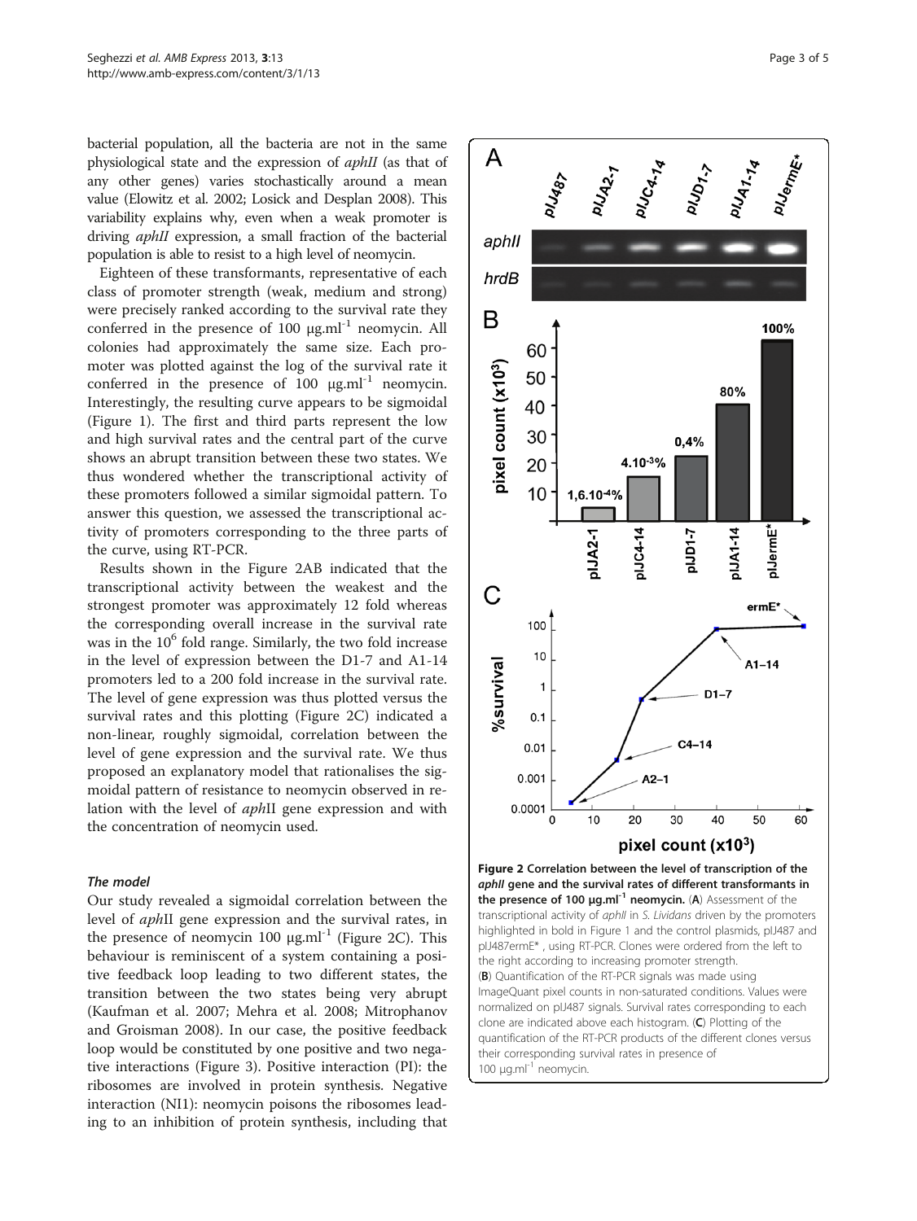bacterial population, all the bacteria are not in the same physiological state and the expression of *aphII* (as that of any other genes) varies stochastically around a mean value (Elowitz et al. 2002; Losick and Desplan 2008). This variability explains why, even when a weak promoter is driving *aphII* expression, a small fraction of the bacterial population is able to resist to a high level of neomycin.

Eighteen of these transformants, representative of each class of promoter strength (weak, medium and strong) were precisely ranked according to the survival rate they conferred in the presence of 100 μg.ml$^{-1}$ neomycin. All colonies had approximately the same size. Each promoter was plotted against the log of the survival rate it conferred in the presence of 100 μg.ml$^{-1}$ neomycin. Interestingly, the resulting curve appears to be sigmoidal (Figure 1). The first and third parts represent the low and high survival rates and the central part of the curve shows an abrupt transition between these two states. We thus wondered whether the transcriptional activity of these promoters followed a similar sigmoidal pattern. To answer this question, we assessed the transcriptional activity of promoters corresponding to the three parts of the curve, using RT-PCR.

Results shown in the Figure 2AB indicated that the transcriptional activity between the weakest and the strongest promoter was approximately 12 fold whereas the corresponding overall increase in the survival rate was in the $10^6$ fold range. Similarly, the two fold increase in the level of expression between the D1-7 and A1-14 promoters led to a 200 fold increase in the survival rate. The level of gene expression was thus plotted versus the survival rates and this plotting (Figure 2C) indicated a non-linear, roughly sigmoidal, correlation between the level of gene expression and the survival rate. We thus proposed an explanatory model that rationalises the sigmoidal pattern of resistance to neomycin observed in relation with the level of *aph*II gene expression and with the concentration of neomycin used.

### The model

Our study revealed a sigmoidal correlation between the level of *aph*II gene expression and the survival rates, in the presence of neomycin 100 μg.ml$^{-1}$ (Figure 2C). This behaviour is reminiscent of a system containing a positive feedback loop leading to two different states, the transition between the two states being very abrupt (Kaufman et al. 2007; Mehra et al. 2008; Mitrophanov and Groisman 2008). In our case, the positive feedback loop would be constituted by one positive and two negative interactions (Figure 3). Positive interaction (PI): the ribosomes are involved in protein synthesis. Negative interaction (NI1): neomycin poisons the ribosomes leading to an inhibition of protein synthesis, including that

**Figure 2 Correlation between the level of transcription of the *aphII* gene and the survival rates of different transformants in the presence of 100 μg.ml$^{-1}$ neomycin.** (**A**) Assessment of the transcriptional activity of *aphII* in *S. Lividans* driven by the promoters highlighted in bold in Figure 1 and the control plasmids, pIJ487 and pIJ487ermE*, using RT-PCR. Clones were ordered from the left to the right according to increasing promoter strength. (**B**) Quantification of the RT-PCR signals was made using ImageQuant pixel counts in non-saturated conditions. Values were normalized on pIJ487 signals. Survival rates corresponding to each clone are indicated above each histogram. (**C**) Plotting of the quantification of the RT-PCR products of the different clones versus their corresponding survival rates in presence of 100 μg.ml$^{-1}$ neomycin.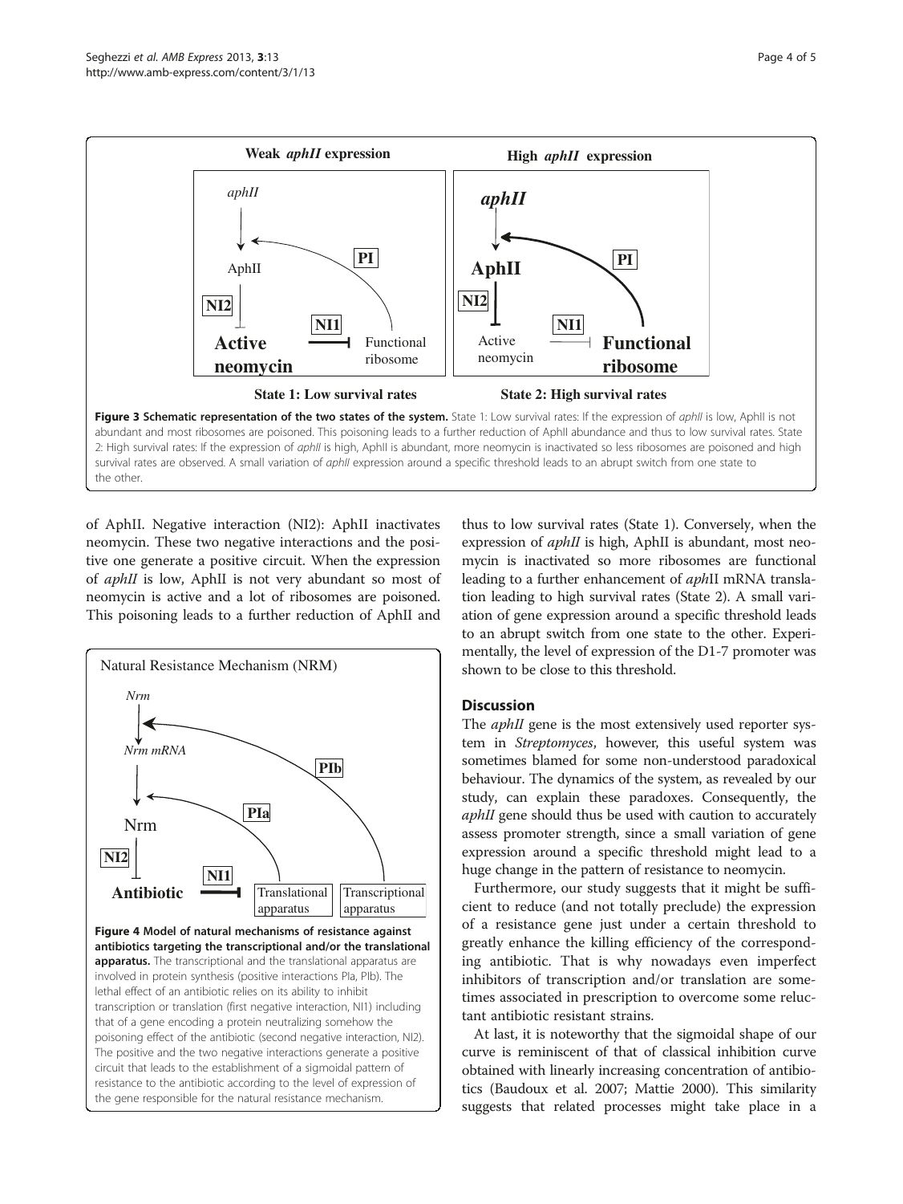**Figure 3 Schematic representation of the two states of the system.** State 1: Low survival rates: If the expression of *aphII* is low, AphII is not abundant and most ribosomes are poisoned. This poisoning leads to a further reduction of AphII abundance and thus to low survival rates. State 2: High survival rates: If the expression of *aphII* is high, AphII is abundant, more neomycin is inactivated so less ribosomes are poisoned and high survival rates are observed. A small variation of *aphII* expression around a specific threshold leads to an abrupt switch from one state to the other.

of AphII. Negative interaction (NI2): AphII inactivates neomycin. These two negative interactions and the positive one generate a positive circuit. When the expression of *aphII* is low, AphII is not very abundant so most of neomycin is active and a lot of ribosomes are poisoned. This poisoning leads to a further reduction of AphII and thus to low survival rates (State 1). Conversely, when the expression of *aphII* is high, AphII is abundant, most neomycin is inactivated so more ribosomes are functional leading to a further enhancement of *aph*II mRNA translation leading to high survival rates (State 2). A small variation of gene expression around a specific threshold leads to an abrupt switch from one state to the other. Experimentally, the level of expression of the D1-7 promoter was shown to be close to this threshold.

**Figure 4 Model of natural mechanisms of resistance against antibiotics targeting the transcriptional and/or the translational apparatus.** The transcriptional and the translational apparatus are involved in protein synthesis (positive interactions PIa, PIb). The lethal effect of an antibiotic relies on its ability to inhibit transcription or translation (first negative interaction, NI1) including that of a gene encoding a protein neutralizing somehow the poisoning effect of the antibiotic (second negative interaction, NI2). The positive and the two negative interactions generate a positive circuit that leads to the establishment of a sigmoidal pattern of resistance to the antibiotic according to the level of expression of the gene responsible for the natural resistance mechanism.

## Discussion

The *aphII* gene is the most extensively used reporter system in *Streptomyces*, however, this useful system was sometimes blamed for some non-understood paradoxical behaviour. The dynamics of the system, as revealed by our study, can explain these paradoxes. Consequently, the *aphII* gene should thus be used with caution to accurately assess promoter strength, since a small variation of gene expression around a specific threshold might lead to a huge change in the pattern of resistance to neomycin.

Furthermore, our study suggests that it might be sufficient to reduce (and not totally preclude) the expression of a resistance gene just under a certain threshold to greatly enhance the killing efficiency of the corresponding antibiotic. That is why nowadays even imperfect inhibitors of transcription and/or translation are sometimes associated in prescription to overcome some reluctant antibiotic resistant strains.

At last, it is noteworthy that the sigmoidal shape of our curve is reminiscent of that of classical inhibition curve obtained with linearly increasing concentration of antibiotics (Baudoux et al. 2007; Mattie 2000). This similarity suggests that related processes might take place in a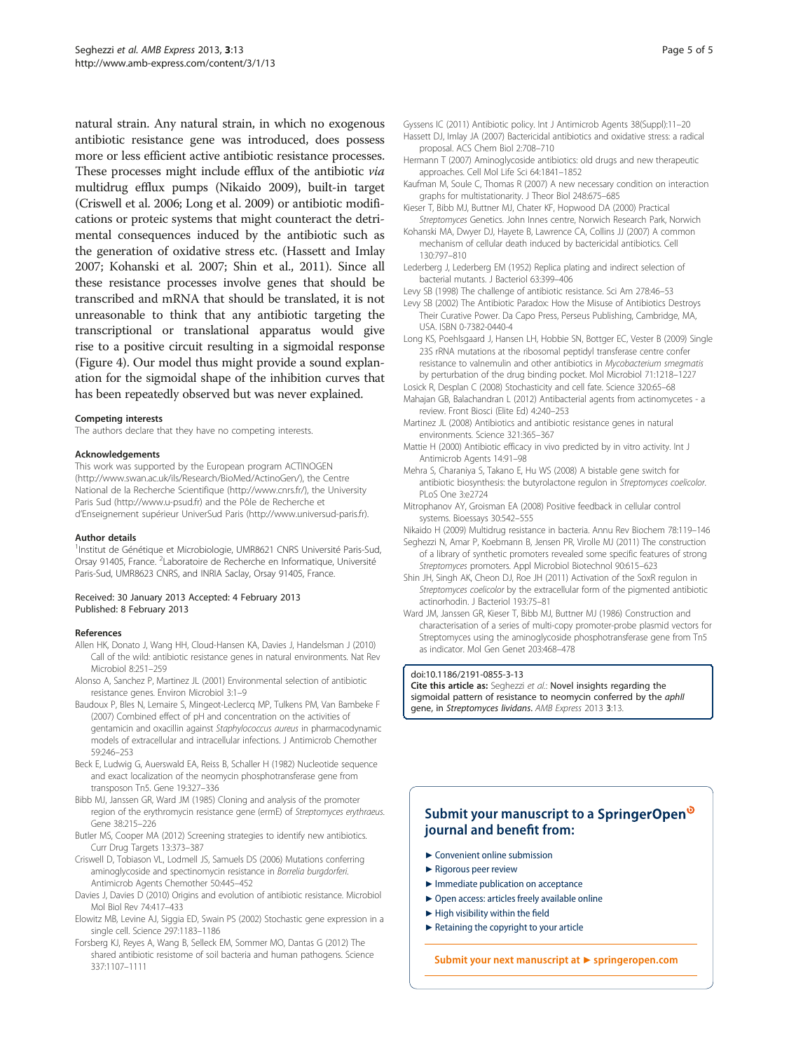natural strain. Any natural strain, in which no exogenous antibiotic resistance gene was introduced, does possess more or less efficient active antibiotic resistance processes. These processes might include efflux of the antibiotic *via* multidrug efflux pumps (Nikaido 2009), built-in target (Criswell et al. 2006; Long et al. 2009) or antibiotic modifications or proteic systems that might counteract the detrimental consequences induced by the antibiotic such as the generation of oxidative stress etc. (Hassett and Imlay 2007; Kohanski et al. 2007; Shin et al., 2011). Since all these resistance processes involve genes that should be transcribed and mRNA that should be translated, it is not unreasonable to think that any antibiotic targeting the transcriptional or translational apparatus would give rise to a positive circuit resulting in a sigmoidal response (Figure 4). Our model thus might provide a sound explanation for the sigmoidal shape of the inhibition curves that has been repeatedly observed but was never explained.

#### Competing interests

The authors declare that they have no competing interests.

#### Acknowledgements

This work was supported by the European program ACTINOGEN (http://www.swan.ac.uk/ils/Research/BioMed/ActinoGen/), the Centre National de la Recherche Scientifique (http://www.cnrs.fr/), the University Paris Sud (http://www.u-psud.fr) and the Pôle de Recherche et d'Enseignement supérieur UniverSud Paris (http://www.universud-paris.fr).

#### Author details

[1]Institut de Génétique et Microbiologie, UMR8621 CNRS Université Paris-Sud, Orsay 91405, France. [2]Laboratoire de Recherche en Informatique, Université Paris-Sud, UMR8623 CNRS, and INRIA Saclay, Orsay 91405, France.

Received: 30 January 2013 Accepted: 4 February 2013
Published: 8 February 2013

#### References

Allen HK, Donato J, Wang HH, Cloud-Hansen KA, Davies J, Handelsman J (2010) Call of the wild: antibiotic resistance genes in natural environments. Nat Rev Microbiol 8:251–259

Alonso A, Sanchez P, Martinez JL (2001) Environmental selection of antibiotic resistance genes. Environ Microbiol 3:1–9

Baudoux P, Bles N, Lemaire S, Mingeot-Leclercq MP, Tulkens PM, Van Bambeke F (2007) Combined effect of pH and concentration on the activities of gentamicin and oxacillin against *Staphylococcus aureus* in pharmacodynamic models of extracellular and intracellular infections. J Antimicrob Chemother 59:246–253

Beck E, Ludwig G, Auerswald EA, Reiss B, Schaller H (1982) Nucleotide sequence and exact localization of the neomycin phosphotransferase gene from transposon Tn5. Gene 19:327–336

Bibb MJ, Janssen GR, Ward JM (1985) Cloning and analysis of the promoter region of the erythromycin resistance gene (ermE) of *Streptomyces erythraeus*. Gene 38:215–226

Butler MS, Cooper MA (2012) Screening strategies to identify new antibiotics. Curr Drug Targets 13:373–387

Criswell D, Tobiason VL, Lodmell JS, Samuels DS (2006) Mutations conferring aminoglycoside and spectinomycin resistance in *Borrelia burgdorferi*. Antimicrob Agents Chemother 50:445–452

Davies J, Davies D (2010) Origins and evolution of antibiotic resistance. Microbiol Mol Biol Rev 74:417–433

Elowitz MB, Levine AJ, Siggia ED, Swain PS (2002) Stochastic gene expression in a single cell. Science 297:1183–1186

Forsberg KJ, Reyes A, Wang B, Selleck EM, Sommer MO, Dantas G (2012) The shared antibiotic resistome of soil bacteria and human pathogens. Science 337:1107–1111

Gyssens IC (2011) Antibiotic policy. Int J Antimicrob Agents 38(Suppl):11–20

Hassett DJ, Imlay JA (2007) Bactericidal antibiotics and oxidative stress: a radical proposal. ACS Chem Biol 2:708–710

Hermann T (2007) Aminoglycoside antibiotics: old drugs and new therapeutic approaches. Cell Mol Life Sci 64:1841–1852

Kaufman M, Soule C, Thomas R (2007) A new necessary condition on interaction graphs for multistationarity. J Theor Biol 248:675–685

Kieser T, Bibb MJ, Buttner MJ, Chater KF, Hopwood DA (2000) Practical *Streptomyces* Genetics. John Innes centre, Norwich Research Park, Norwich

Kohanski MA, Dwyer DJ, Hayete B, Lawrence CA, Collins JJ (2007) A common mechanism of cellular death induced by bactericidal antibiotics. Cell 130:797–810

Lederberg J, Lederberg EM (1952) Replica plating and indirect selection of bacterial mutants. J Bacteriol 63:399–406

Levy SB (1998) The challenge of antibiotic resistance. Sci Am 278:46–53

Levy SB (2002) The Antibiotic Paradox: How the Misuse of Antibiotics Destroys Their Curative Power. Da Capo Press, Perseus Publishing, Cambridge, MA, USA. ISBN 0-7382-0440-4

Long KS, Poehlsgaard J, Hansen LH, Hobbie SN, Bottger EC, Vester B (2009) Single 23S rRNA mutations at the ribosomal peptidyl transferase centre confer resistance to valnemulin and other antibiotics in *Mycobacterium smegmatis* by perturbation of the drug binding pocket. Mol Microbiol 71:1218–1227

Losick R, Desplan C (2008) Stochasticity and cell fate. Science 320:65–68

Mahajan GB, Balachandran L (2012) Antibacterial agents from actinomycetes - a review. Front Biosci (Elite Ed) 4:240–253

Martinez JL (2008) Antibiotics and antibiotic resistance genes in natural environments. Science 321:365–367

Mattie H (2000) Antibiotic efficacy in vivo predicted by in vitro activity. Int J Antimicrob Agents 14:91–98

Mehra S, Charaniya S, Takano E, Hu WS (2008) A bistable gene switch for antibiotic biosynthesis: the butyrolactone regulon in *Streptomyces coelicolor*. PLoS One 3:e2724

Mitrophanov AY, Groisman EA (2008) Positive feedback in cellular control systems. Bioessays 30:542–555

Nikaido H (2009) Multidrug resistance in bacteria. Annu Rev Biochem 78:119–146

Seghezzi N, Amar P, Koebmann B, Jensen PR, Virolle MJ (2011) The construction of a library of synthetic promoters revealed some specific features of strong *Streptomyces* promoters. Appl Microbiol Biotechnol 90:615–623

Shin JH, Singh AK, Cheon DJ, Roe JH (2011) Activation of the SoxR regulon in *Streptomyces coelicolor* by the extracellular form of the pigmented antibiotic actinorhodin. J Bacteriol 193:75–81

Ward JM, Janssen GR, Kieser T, Bibb MJ, Buttner MJ (1986) Construction and characterisation of a series of multi-copy promoter-probe plasmid vectors for Streptomyces using the aminoglycoside phosphotransferase gene from Tn5 as indicator. Mol Gen Genet 203:468–478

doi:10.1186/2191-0855-3-13

**Cite this article as:** Seghezzi *et al.*: Novel insights regarding the sigmoidal pattern of resistance to neomycin conferred by the *aphII* gene, in *Streptomyces lividans*. *AMB Express* 2013 **3**:13.

**Submit your manuscript to a SpringerOpen journal and benefit from:**

- ► Convenient online submission
- ► Rigorous peer review
- ► Immediate publication on acceptance
- ► Open access: articles freely available online
- ► High visibility within the field
- ► Retaining the copyright to your article

**Submit your next manuscript at ► springeropen.com**